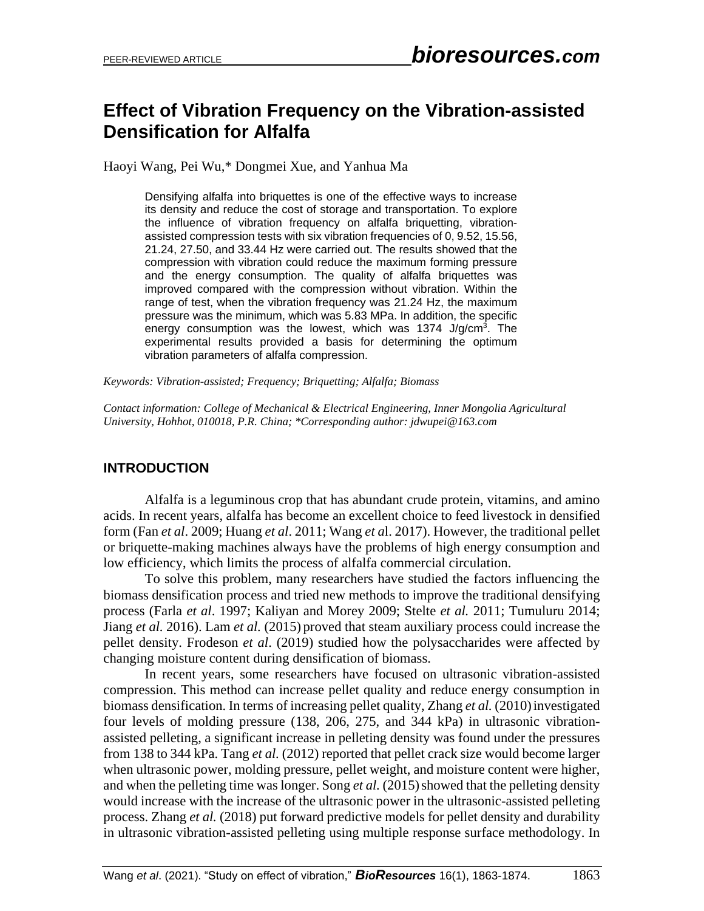# Effect of Vibration Frequency on the Vibration-assisted Densification for Alfalfa

Haoyi Wang, Pei Wu,* Dongmei Xue, and Yanhua Ma

> Densifying alfalfa into briquettes is one of the effective ways to increase its density and reduce the cost of storage and transportation. To explore the influence of vibration frequency on alfalfa briquetting, vibration-assisted compression tests with six vibration frequencies of 0, 9.52, 15.56, 21.24, 27.50, and 33.44 Hz were carried out. The results showed that the compression with vibration could reduce the maximum forming pressure and the energy consumption. The quality of alfalfa briquettes was improved compared with the compression without vibration. Within the range of test, when the vibration frequency was 21.24 Hz, the maximum pressure was the minimum, which was 5.83 MPa. In addition, the specific energy consumption was the lowest, which was 1374 J/g/cm$^3$. The experimental results provided a basis for determining the optimum vibration parameters of alfalfa compression.

*Keywords: Vibration-assisted; Frequency; Briquetting; Alfalfa; Biomass*

*Contact information: College of Mechanical & Electrical Engineering, Inner Mongolia Agricultural University, Hohhot, 010018, P.R. China; \*Corresponding author: jdwupei@163.com*

## INTRODUCTION

Alfalfa is a leguminous crop that has abundant crude protein, vitamins, and amino acids. In recent years, alfalfa has become an excellent choice to feed livestock in densified form (Fan *et al*. 2009; Huang *et al*. 2011; Wang *et al*. 2017). However, the traditional pellet or briquette-making machines always have the problems of high energy consumption and low efficiency, which limits the process of alfalfa commercial circulation.

To solve this problem, many researchers have studied the factors influencing the biomass densification process and tried new methods to improve the traditional densifying process (Farla *et al*. 1997; Kaliyan and Morey 2009; Stelte *et al.* 2011; Tumuluru 2014; Jiang *et al.* 2016). Lam *et al.* (2015) proved that steam auxiliary process could increase the pellet density. Frodeson *et al*. (2019) studied how the polysaccharides were affected by changing moisture content during densification of biomass.

In recent years, some researchers have focused on ultrasonic vibration-assisted compression. This method can increase pellet quality and reduce energy consumption in biomass densification. In terms of increasing pellet quality, Zhang *et al.* (2010) investigated four levels of molding pressure (138, 206, 275, and 344 kPa) in ultrasonic vibration-assisted pelleting, a significant increase in pelleting density was found under the pressures from 138 to 344 kPa. Tang *et al.* (2012) reported that pellet crack size would become larger when ultrasonic power, molding pressure, pellet weight, and moisture content were higher, and when the pelleting time was longer. Song *et al.* (2015) showed that the pelleting density would increase with the increase of the ultrasonic power in the ultrasonic-assisted pelleting process. Zhang *et al.* (2018) put forward predictive models for pellet density and durability in ultrasonic vibration-assisted pelleting using multiple response surface methodology. In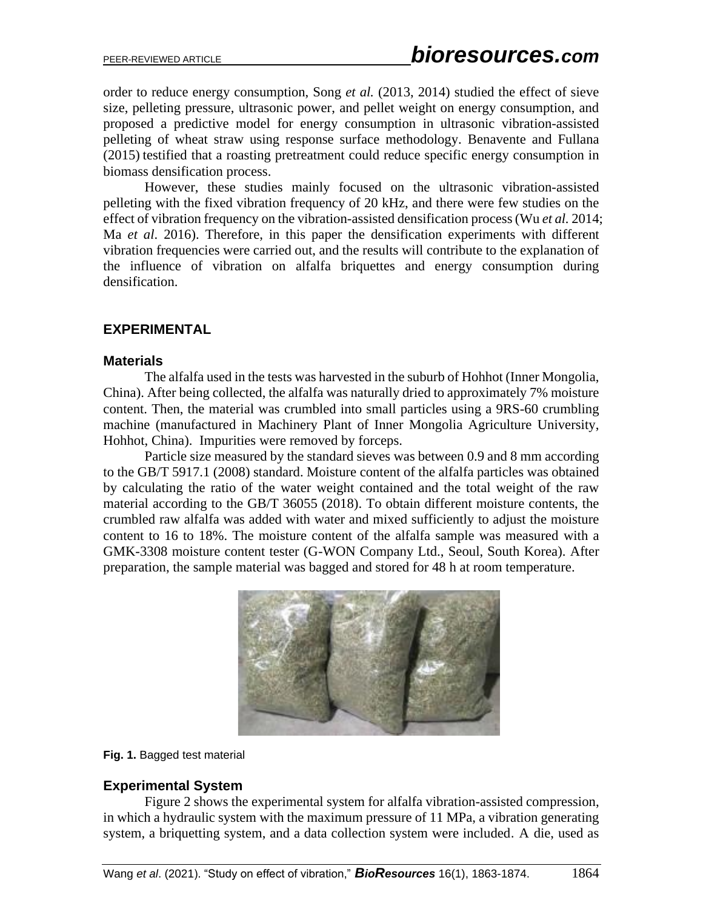order to reduce energy consumption, Song *et al.* (2013, 2014) studied the effect of sieve size, pelleting pressure, ultrasonic power, and pellet weight on energy consumption, and proposed a predictive model for energy consumption in ultrasonic vibration-assisted pelleting of wheat straw using response surface methodology. Benavente and Fullana (2015) testified that a roasting pretreatment could reduce specific energy consumption in biomass densification process.

However, these studies mainly focused on the ultrasonic vibration-assisted pelleting with the fixed vibration frequency of 20 kHz, and there were few studies on the effect of vibration frequency on the vibration-assisted densification process (Wu *et al.* 2014; Ma *et al*. 2016). Therefore, in this paper the densification experiments with different vibration frequencies were carried out, and the results will contribute to the explanation of the influence of vibration on alfalfa briquettes and energy consumption during densification.

## EXPERIMENTAL

### Materials

The alfalfa used in the tests was harvested in the suburb of Hohhot (Inner Mongolia, China). After being collected, the alfalfa was naturally dried to approximately 7% moisture content. Then, the material was crumbled into small particles using a 9RS-60 crumbling machine (manufactured in Machinery Plant of Inner Mongolia Agriculture University, Hohhot, China). Impurities were removed by forceps.

Particle size measured by the standard sieves was between 0.9 and 8 mm according to the GB/T 5917.1 (2008) standard. Moisture content of the alfalfa particles was obtained by calculating the ratio of the water weight contained and the total weight of the raw material according to the GB/T 36055 (2018). To obtain different moisture contents, the crumbled raw alfalfa was added with water and mixed sufficiently to adjust the moisture content to 16 to 18%. The moisture content of the alfalfa sample was measured with a GMK-3308 moisture content tester (G-WON Company Ltd., Seoul, South Korea). After preparation, the sample material was bagged and stored for 48 h at room temperature.

**Fig. 1.** Bagged test material

### Experimental System

Figure 2 shows the experimental system for alfalfa vibration-assisted compression, in which a hydraulic system with the maximum pressure of 11 MPa, a vibration generating system, a briquetting system, and a data collection system were included. A die, used as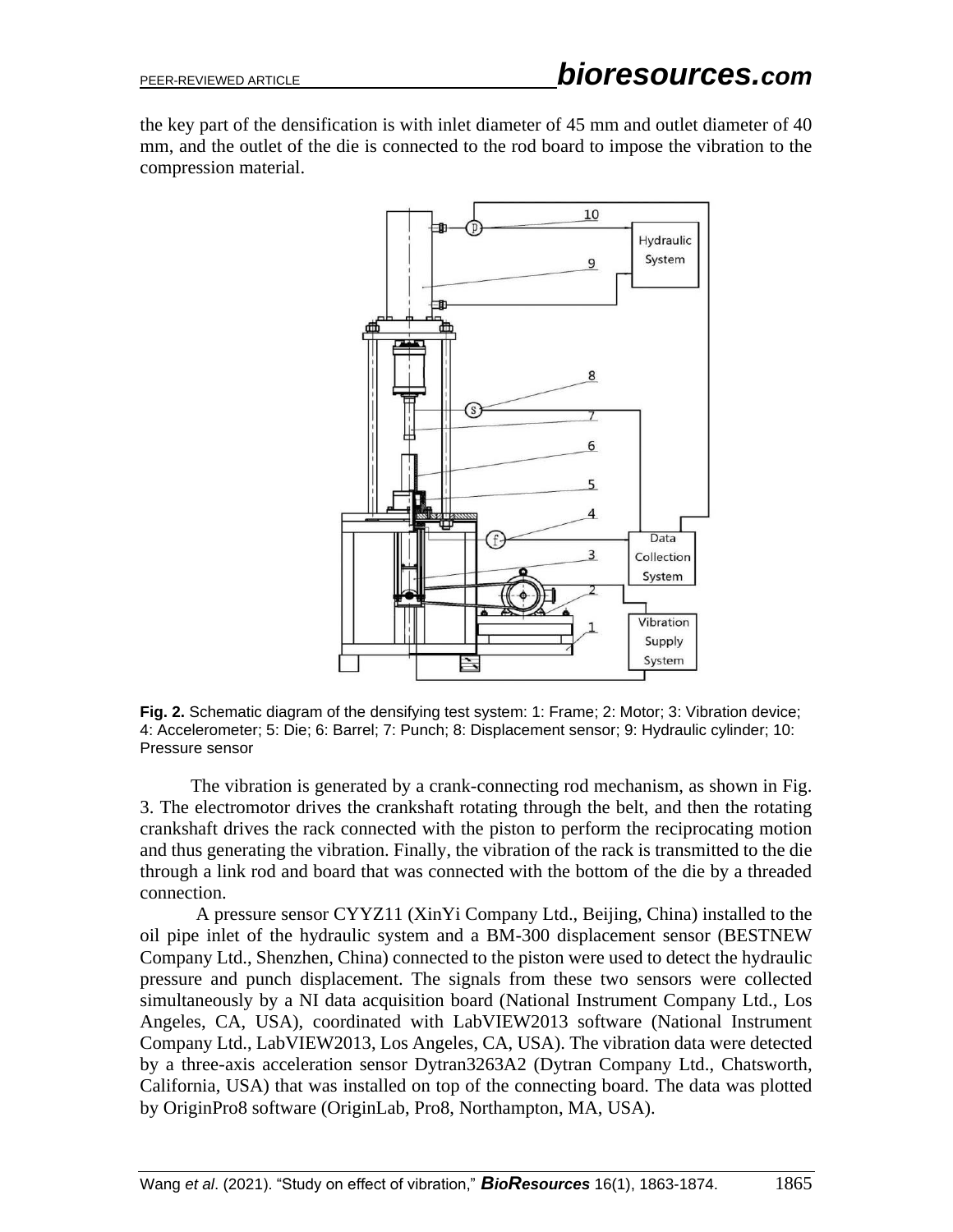the key part of the densification is with inlet diameter of 45 mm and outlet diameter of 40 mm, and the outlet of the die is connected to the rod board to impose the vibration to the compression material.

**Fig. 2.** Schematic diagram of the densifying test system: 1: Frame; 2: Motor; 3: Vibration device; 4: Accelerometer; 5: Die; 6: Barrel; 7: Punch; 8: Displacement sensor; 9: Hydraulic cylinder; 10: Pressure sensor

The vibration is generated by a crank-connecting rod mechanism, as shown in Fig. 3. The electromotor drives the crankshaft rotating through the belt, and then the rotating crankshaft drives the rack connected with the piston to perform the reciprocating motion and thus generating the vibration. Finally, the vibration of the rack is transmitted to the die through a link rod and board that was connected with the bottom of the die by a threaded connection.

A pressure sensor CYYZ11 (XinYi Company Ltd., Beijing, China) installed to the oil pipe inlet of the hydraulic system and a BM-300 displacement sensor (BESTNEW Company Ltd., Shenzhen, China) connected to the piston were used to detect the hydraulic pressure and punch displacement. The signals from these two sensors were collected simultaneously by a NI data acquisition board (National Instrument Company Ltd., Los Angeles, CA, USA), coordinated with LabVIEW2013 software (National Instrument Company Ltd., LabVIEW2013, Los Angeles, CA, USA). The vibration data were detected by a three-axis acceleration sensor Dytran3263A2 (Dytran Company Ltd., Chatsworth, California, USA) that was installed on top of the connecting board. The data was plotted by OriginPro8 software (OriginLab, Pro8, Northampton, MA, USA).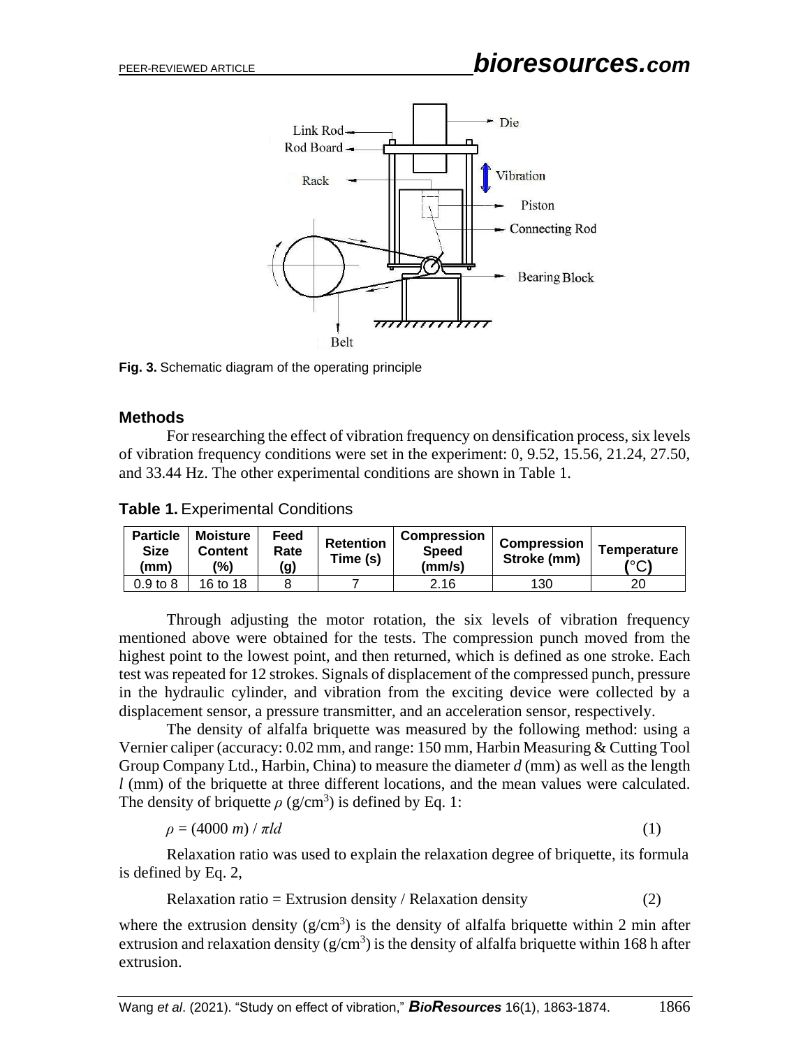Fig. 3. Schematic diagram of the operating principle

### Methods

For researching the effect of vibration frequency on densification process, six levels of vibration frequency conditions were set in the experiment: 0, 9.52, 15.56, 21.24, 27.50, and 33.44 Hz. The other experimental conditions are shown in Table 1.

**Table 1.** Experimental Conditions

| Particle Size (mm) | Moisture Content (%) | Feed Rate (g) | Retention Time (s) | Compression Speed (mm/s) | Compression Stroke (mm) | Temperature (°C) |
|---|---|---|---|---|---|---|
| 0.9 to 8 | 16 to 18 | 8 | 7 | 2.16 | 130 | 20 |

Through adjusting the motor rotation, the six levels of vibration frequency mentioned above were obtained for the tests. The compression punch moved from the highest point to the lowest point, and then returned, which is defined as one stroke. Each test was repeated for 12 strokes. Signals of displacement of the compressed punch, pressure in the hydraulic cylinder, and vibration from the exciting device were collected by a displacement sensor, a pressure transmitter, and an acceleration sensor, respectively.

The density of alfalfa briquette was measured by the following method: using a Vernier caliper (accuracy: 0.02 mm, and range: 150 mm, Harbin Measuring & Cutting Tool Group Company Ltd., Harbin, China) to measure the diameter $d$ (mm) as well as the length $l$ (mm) of the briquette at three different locations, and the mean values were calculated. The density of briquette $\rho$ ($g/cm^3$) is defined by Eq. 1:

$$\rho = (4000\, m) / \pi l d \tag{1}$$

Relaxation ratio was used to explain the relaxation degree of briquette, its formula is defined by Eq. 2,

$$\text{Relaxation ratio} = \text{Extrusion density} / \text{Relaxation density} \tag{2}$$

where the extrusion density ($g/cm^3$) is the density of alfalfa briquette within 2 min after extrusion and relaxation density ($g/cm^3$) is the density of alfalfa briquette within 168 h after extrusion.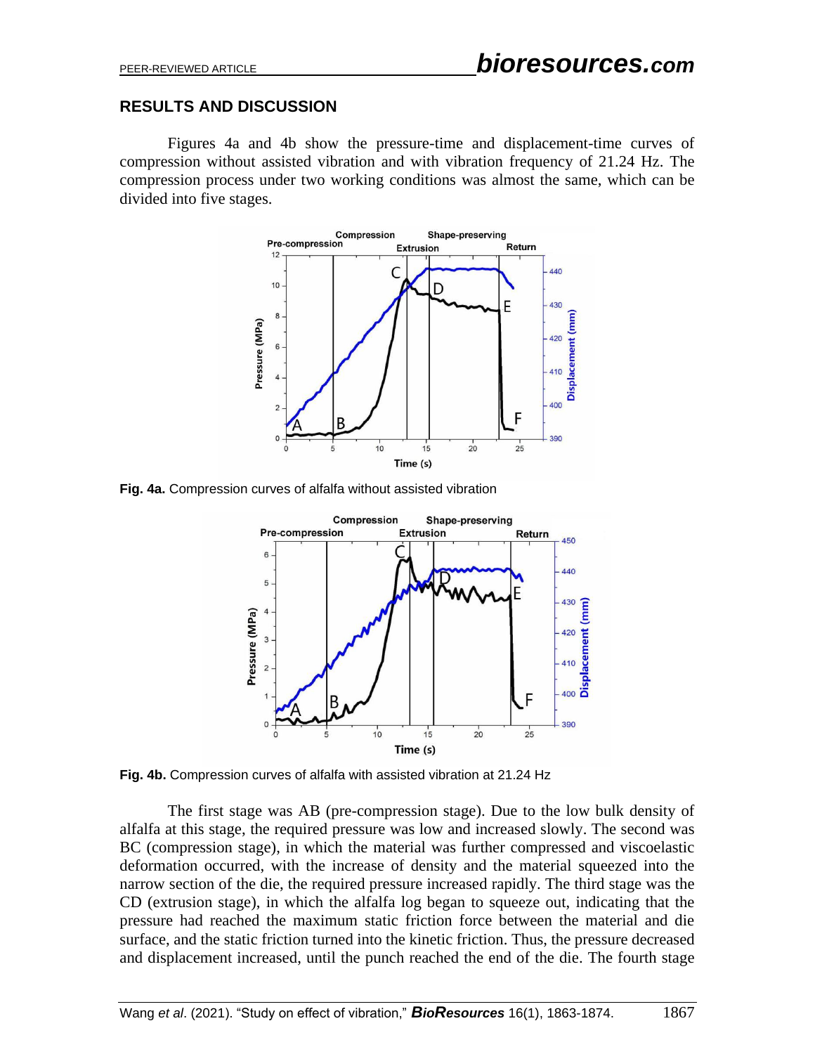## RESULTS AND DISCUSSION

Figures 4a and 4b show the pressure-time and displacement-time curves of compression without assisted vibration and with vibration frequency of 21.24 Hz. The compression process under two working conditions was almost the same, which can be divided into five stages.

**Fig. 4a.** Compression curves of alfalfa without assisted vibration

**Fig. 4b.** Compression curves of alfalfa with assisted vibration at 21.24 Hz

The first stage was AB (pre-compression stage). Due to the low bulk density of alfalfa at this stage, the required pressure was low and increased slowly. The second was BC (compression stage), in which the material was further compressed and viscoelastic deformation occurred, with the increase of density and the material squeezed into the narrow section of the die, the required pressure increased rapidly. The third stage was the CD (extrusion stage), in which the alfalfa log began to squeeze out, indicating that the pressure had reached the maximum static friction force between the material and die surface, and the static friction turned into the kinetic friction. Thus, the pressure decreased and displacement increased, until the punch reached the end of the die. The fourth stage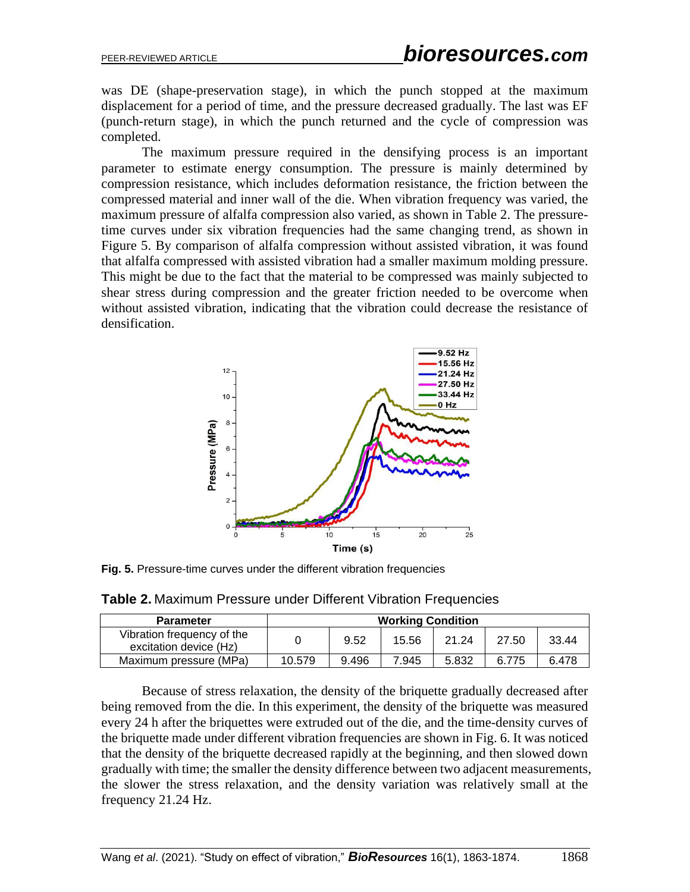was DE (shape-preservation stage), in which the punch stopped at the maximum displacement for a period of time, and the pressure decreased gradually. The last was EF (punch-return stage), in which the punch returned and the cycle of compression was completed.

The maximum pressure required in the densifying process is an important parameter to estimate energy consumption. The pressure is mainly determined by compression resistance, which includes deformation resistance, the friction between the compressed material and inner wall of the die. When vibration frequency was varied, the maximum pressure of alfalfa compression also varied, as shown in Table 2. The pressure-time curves under six vibration frequencies had the same changing trend, as shown in Figure 5. By comparison of alfalfa compression without assisted vibration, it was found that alfalfa compressed with assisted vibration had a smaller maximum molding pressure. This might be due to the fact that the material to be compressed was mainly subjected to shear stress during compression and the greater friction needed to be overcome when without assisted vibration, indicating that the vibration could decrease the resistance of densification.

**Fig. 5.** Pressure-time curves under the different vibration frequencies

**Table 2.** Maximum Pressure under Different Vibration Frequencies

| Parameter | Working Condition | | | | | |
|---|---|---|---|---|---|---|
| Vibration frequency of the excitation device (Hz) | 0 | 9.52 | 15.56 | 21.24 | 27.50 | 33.44 |
| Maximum pressure (MPa) | 10.579 | 9.496 | 7.945 | 5.832 | 6.775 | 6.478 |

Because of stress relaxation, the density of the briquette gradually decreased after being removed from the die. In this experiment, the density of the briquette was measured every 24 h after the briquettes were extruded out of the die, and the time-density curves of the briquette made under different vibration frequencies are shown in Fig. 6. It was noticed that the density of the briquette decreased rapidly at the beginning, and then slowed down gradually with time; the smaller the density difference between two adjacent measurements, the slower the stress relaxation, and the density variation was relatively small at the frequency 21.24 Hz.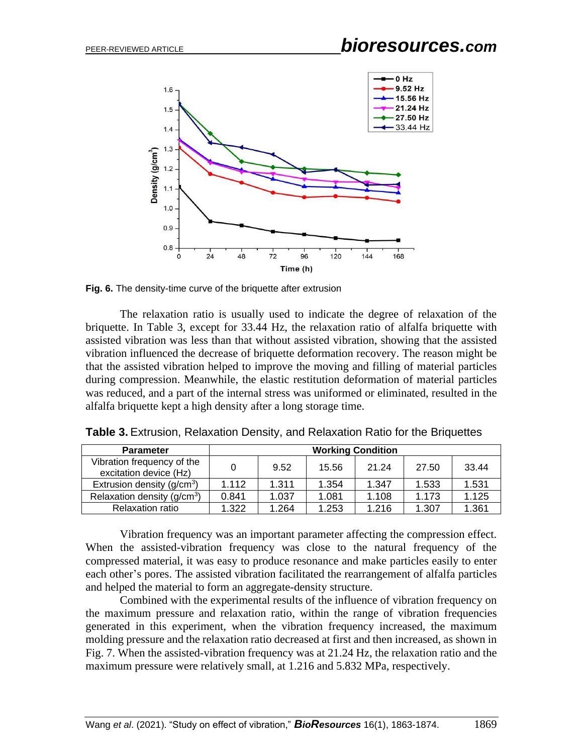**Fig. 6.** The density-time curve of the briquette after extrusion

The relaxation ratio is usually used to indicate the degree of relaxation of the briquette. In Table 3, except for 33.44 Hz, the relaxation ratio of alfalfa briquette with assisted vibration was less than that without assisted vibration, showing that the assisted vibration influenced the decrease of briquette deformation recovery. The reason might be that the assisted vibration helped to improve the moving and filling of material particles during compression. Meanwhile, the elastic restitution deformation of material particles was reduced, and a part of the internal stress was uniformed or eliminated, resulted in the alfalfa briquette kept a high density after a long storage time.

**Table 3.** Extrusion, Relaxation Density, and Relaxation Ratio for the Briquettes

| Parameter | Working Condition | | | | | |
|---|---|---|---|---|---|---|
| Vibration frequency of the excitation device (Hz) | 0 | 9.52 | 15.56 | 21.24 | 27.50 | 33.44 |
| Extrusion density (g/cm$^3$) | 1.112 | 1.311 | 1.354 | 1.347 | 1.533 | 1.531 |
| Relaxation density (g/cm$^3$) | 0.841 | 1.037 | 1.081 | 1.108 | 1.173 | 1.125 |
| Relaxation ratio | 1.322 | 1.264 | 1.253 | 1.216 | 1.307 | 1.361 |

Vibration frequency was an important parameter affecting the compression effect. When the assisted-vibration frequency was close to the natural frequency of the compressed material, it was easy to produce resonance and make particles easily to enter each other's pores. The assisted vibration facilitated the rearrangement of alfalfa particles and helped the material to form an aggregate-density structure.

Combined with the experimental results of the influence of vibration frequency on the maximum pressure and relaxation ratio, within the range of vibration frequencies generated in this experiment, when the vibration frequency increased, the maximum molding pressure and the relaxation ratio decreased at first and then increased, as shown in Fig. 7. When the assisted-vibration frequency was at 21.24 Hz, the relaxation ratio and the maximum pressure were relatively small, at 1.216 and 5.832 MPa, respectively.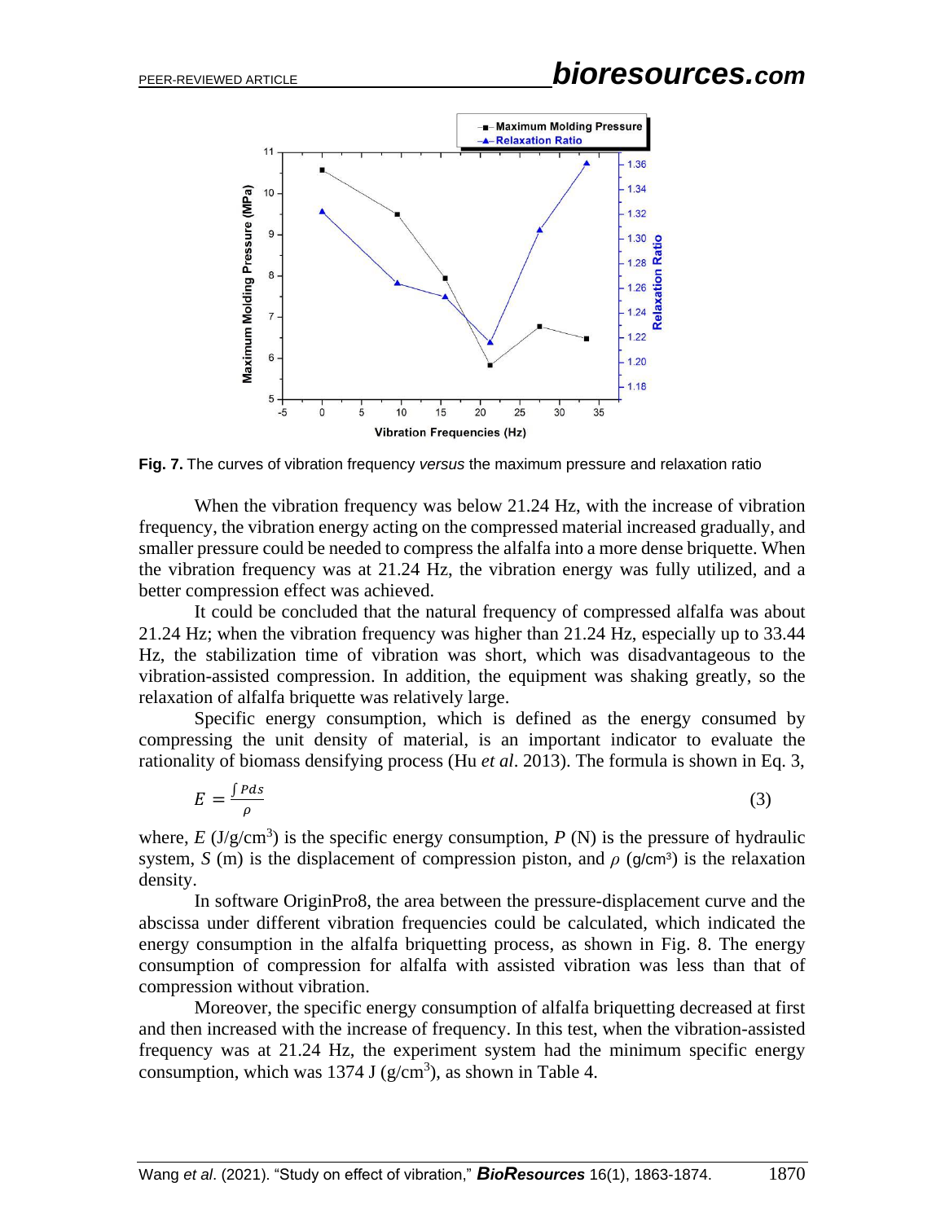Fig. 7. The curves of vibration frequency *versus* the maximum pressure and relaxation ratio

When the vibration frequency was below 21.24 Hz, with the increase of vibration frequency, the vibration energy acting on the compressed material increased gradually, and smaller pressure could be needed to compress the alfalfa into a more dense briquette. When the vibration frequency was at 21.24 Hz, the vibration energy was fully utilized, and a better compression effect was achieved.

It could be concluded that the natural frequency of compressed alfalfa was about 21.24 Hz; when the vibration frequency was higher than 21.24 Hz, especially up to 33.44 Hz, the stabilization time of vibration was short, which was disadvantageous to the vibration-assisted compression. In addition, the equipment was shaking greatly, so the relaxation of alfalfa briquette was relatively large.

Specific energy consumption, which is defined as the energy consumed by compressing the unit density of material, is an important indicator to evaluate the rationality of biomass densifying process (Hu *et al*. 2013). The formula is shown in Eq. 3,

$$E = \frac{\int P ds}{\rho} \tag{3}$$

where, $E$ (J/g/cm$^3$) is the specific energy consumption, $P$ (N) is the pressure of hydraulic system, $S$ (m) is the displacement of compression piston, and $\rho$ (g/cm$^3$) is the relaxation density.

In software OriginPro8, the area between the pressure-displacement curve and the abscissa under different vibration frequencies could be calculated, which indicated the energy consumption in the alfalfa briquetting process, as shown in Fig. 8. The energy consumption of compression for alfalfa with assisted vibration was less than that of compression without vibration.

Moreover, the specific energy consumption of alfalfa briquetting decreased at first and then increased with the increase of frequency. In this test, when the vibration-assisted frequency was at 21.24 Hz, the experiment system had the minimum specific energy consumption, which was 1374 J (g/cm$^3$), as shown in Table 4.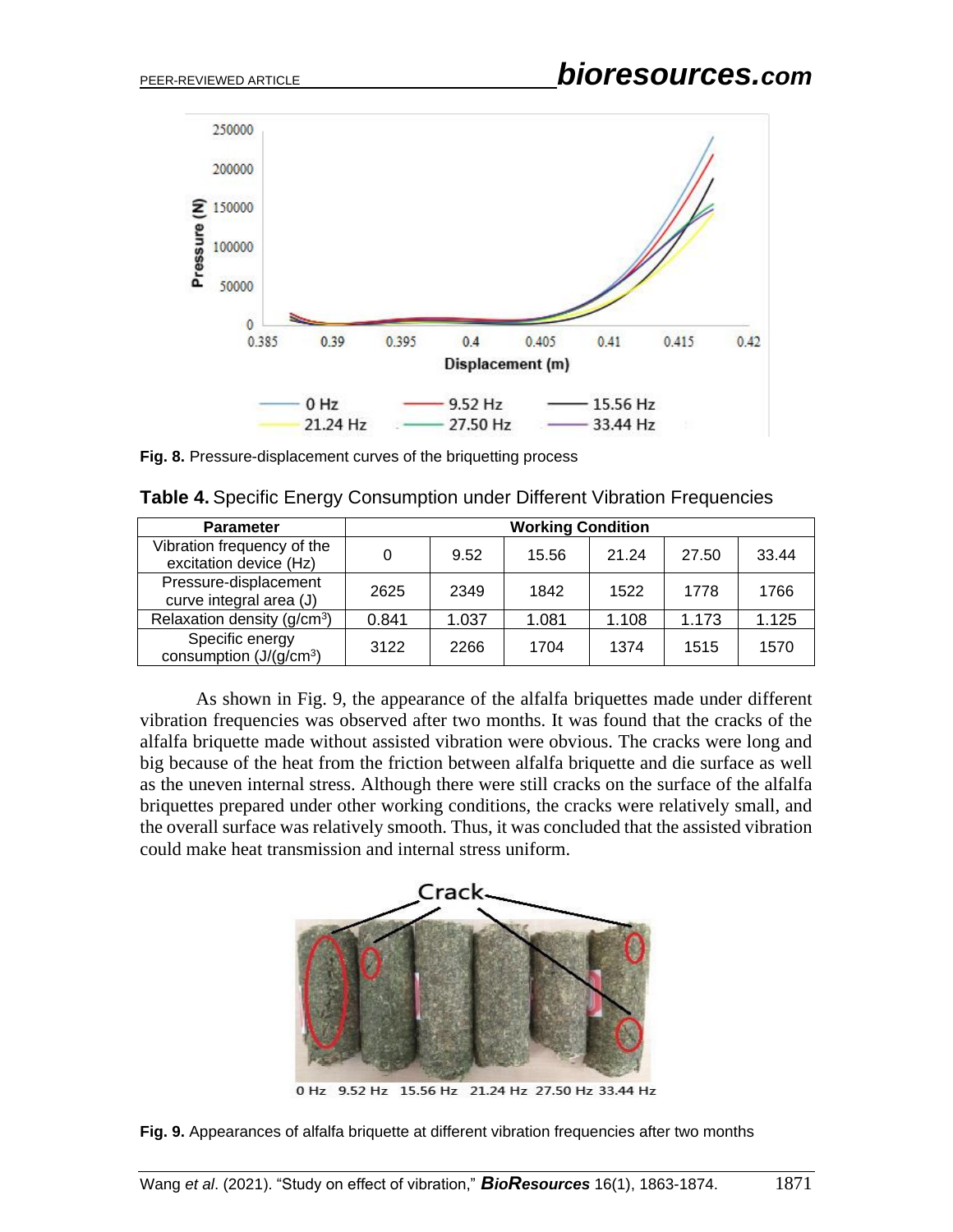Fig. 8. Pressure-displacement curves of the briquetting process

**Table 4.** Specific Energy Consumption under Different Vibration Frequencies

| Parameter | Working Condition | | | | | |
|---|---|---|---|---|---|---|
| Vibration frequency of the excitation device (Hz) | 0 | 9.52 | 15.56 | 21.24 | 27.50 | 33.44 |
| Pressure-displacement curve integral area (J) | 2625 | 2349 | 1842 | 1522 | 1778 | 1766 |
| Relaxation density (g/cm$^3$) | 0.841 | 1.037 | 1.081 | 1.108 | 1.173 | 1.125 |
| Specific energy consumption (J/(g/cm$^3$)) | 3122 | 2266 | 1704 | 1374 | 1515 | 1570 |

As shown in Fig. 9, the appearance of the alfalfa briquettes made under different vibration frequencies was observed after two months. It was found that the cracks of the alfalfa briquette made without assisted vibration were obvious. The cracks were long and big because of the heat from the friction between alfalfa briquette and die surface as well as the uneven internal stress. Although there were still cracks on the surface of the alfalfa briquettes prepared under other working conditions, the cracks were relatively small, and the overall surface was relatively smooth. Thus, it was concluded that the assisted vibration could make heat transmission and internal stress uniform.

Fig. 9. Appearances of alfalfa briquette at different vibration frequencies after two months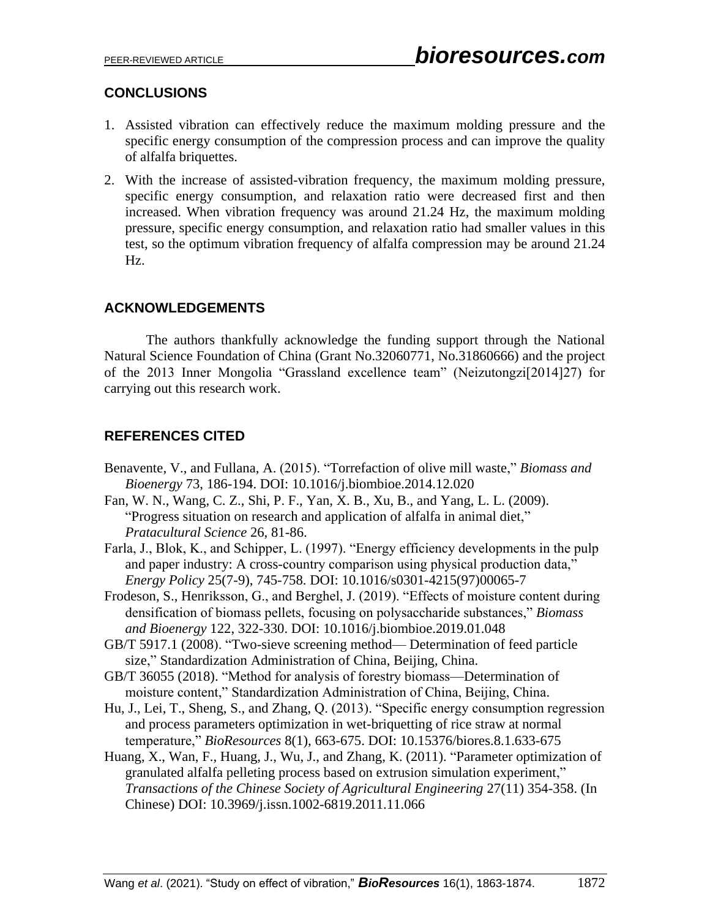## CONCLUSIONS

1. Assisted vibration can effectively reduce the maximum molding pressure and the specific energy consumption of the compression process and can improve the quality of alfalfa briquettes.
2. With the increase of assisted-vibration frequency, the maximum molding pressure, specific energy consumption, and relaxation ratio were decreased first and then increased. When vibration frequency was around 21.24 Hz, the maximum molding pressure, specific energy consumption, and relaxation ratio had smaller values in this test, so the optimum vibration frequency of alfalfa compression may be around 21.24 Hz.

## ACKNOWLEDGEMENTS

The authors thankfully acknowledge the funding support through the National Natural Science Foundation of China (Grant No.32060771, No.31860666) and the project of the 2013 Inner Mongolia "Grassland excellence team" (Neizutongzi[2014]27) for carrying out this research work.

## REFERENCES CITED

Benavente, V., and Fullana, A. (2015). "Torrefaction of olive mill waste," *Biomass and Bioenergy* 73, 186-194. DOI: 10.1016/j.biombioe.2014.12.020

Fan, W. N., Wang, C. Z., Shi, P. F., Yan, X. B., Xu, B., and Yang, L. L. (2009). "Progress situation on research and application of alfalfa in animal diet," *Pratacultural Science* 26, 81-86.

Farla, J., Blok, K., and Schipper, L. (1997). "Energy efficiency developments in the pulp and paper industry: A cross-country comparison using physical production data," *Energy Policy* 25(7-9), 745-758. DOI: 10.1016/s0301-4215(97)00065-7

Frodeson, S., Henriksson, G., and Berghel, J. (2019). "Effects of moisture content during densification of biomass pellets, focusing on polysaccharide substances," *Biomass and Bioenergy* 122, 322-330. DOI: 10.1016/j.biombioe.2019.01.048

GB/T 5917.1 (2008). "Two-sieve screening method— Determination of feed particle size," Standardization Administration of China, Beijing, China.

GB/T 36055 (2018). "Method for analysis of forestry biomass—Determination of moisture content," Standardization Administration of China, Beijing, China.

Hu, J., Lei, T., Sheng, S., and Zhang, Q. (2013). "Specific energy consumption regression and process parameters optimization in wet-briquetting of rice straw at normal temperature," *BioResources* 8(1), 663-675. DOI: 10.15376/biores.8.1.633-675

Huang, X., Wan, F., Huang, J., Wu, J., and Zhang, K. (2011). "Parameter optimization of granulated alfalfa pelleting process based on extrusion simulation experiment," *Transactions of the Chinese Society of Agricultural Engineering* 27(11) 354-358. (In Chinese) DOI: 10.3969/j.issn.1002-6819.2011.11.066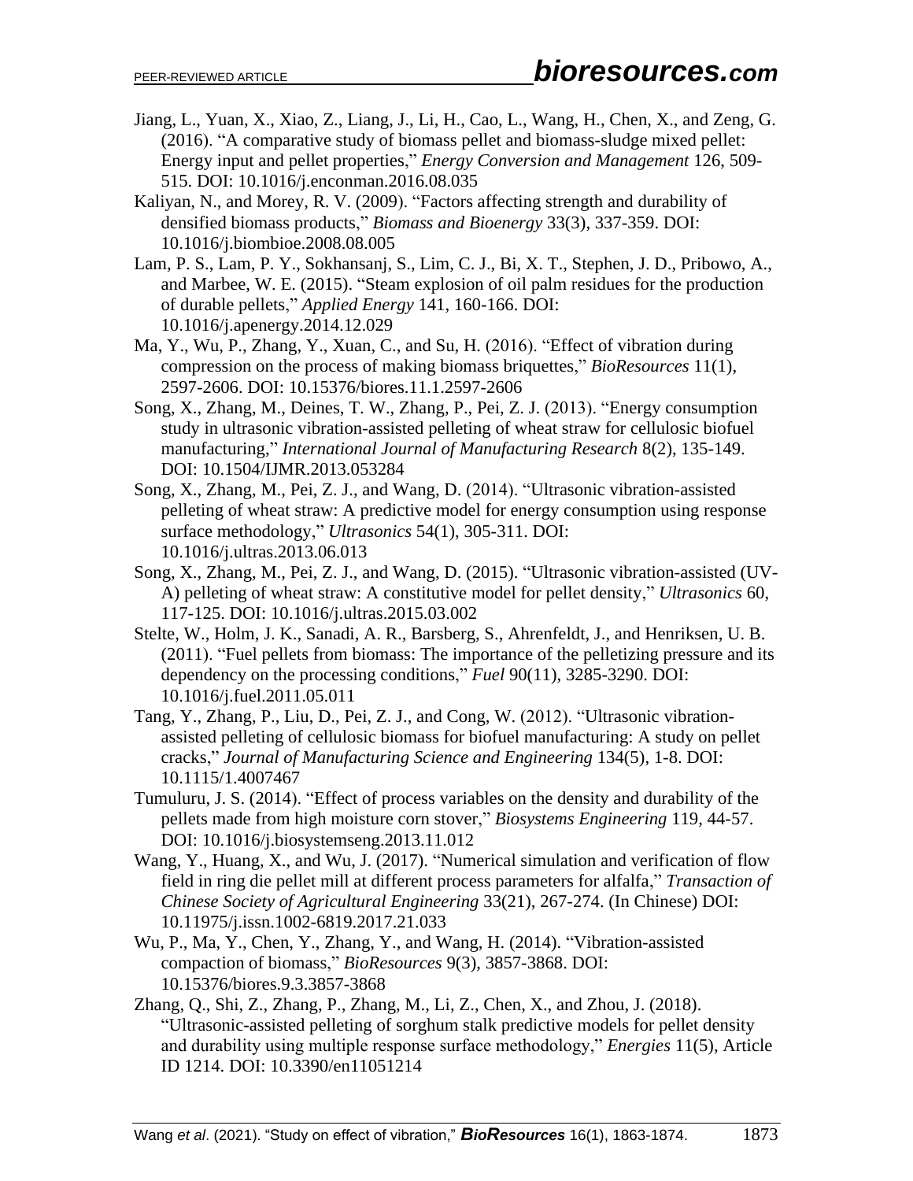Jiang, L., Yuan, X., Xiao, Z., Liang, J., Li, H., Cao, L., Wang, H., Chen, X., and Zeng, G. (2016). "A comparative study of biomass pellet and biomass-sludge mixed pellet: Energy input and pellet properties," *Energy Conversion and Management* 126, 509-515. DOI: 10.1016/j.enconman.2016.08.035

Kaliyan, N., and Morey, R. V. (2009). "Factors affecting strength and durability of densified biomass products," *Biomass and Bioenergy* 33(3), 337-359. DOI: 10.1016/j.biombioe.2008.08.005

Lam, P. S., Lam, P. Y., Sokhansanj, S., Lim, C. J., Bi, X. T., Stephen, J. D., Pribowo, A., and Marbee, W. E. (2015). "Steam explosion of oil palm residues for the production of durable pellets," *Applied Energy* 141, 160-166. DOI: 10.1016/j.apenergy.2014.12.029

Ma, Y., Wu, P., Zhang, Y., Xuan, C., and Su, H. (2016). "Effect of vibration during compression on the process of making biomass briquettes," *BioResources* 11(1), 2597-2606. DOI: 10.15376/biores.11.1.2597-2606

Song, X., Zhang, M., Deines, T. W., Zhang, P., Pei, Z. J. (2013). "Energy consumption study in ultrasonic vibration-assisted pelleting of wheat straw for cellulosic biofuel manufacturing," *International Journal of Manufacturing Research* 8(2), 135-149. DOI: 10.1504/IJMR.2013.053284

Song, X., Zhang, M., Pei, Z. J., and Wang, D. (2014). "Ultrasonic vibration-assisted pelleting of wheat straw: A predictive model for energy consumption using response surface methodology," *Ultrasonics* 54(1), 305-311. DOI: 10.1016/j.ultras.2013.06.013

Song, X., Zhang, M., Pei, Z. J., and Wang, D. (2015). "Ultrasonic vibration-assisted (UV-A) pelleting of wheat straw: A constitutive model for pellet density," *Ultrasonics* 60, 117-125. DOI: 10.1016/j.ultras.2015.03.002

Stelte, W., Holm, J. K., Sanadi, A. R., Barsberg, S., Ahrenfeldt, J., and Henriksen, U. B. (2011). "Fuel pellets from biomass: The importance of the pelletizing pressure and its dependency on the processing conditions," *Fuel* 90(11), 3285-3290. DOI: 10.1016/j.fuel.2011.05.011

Tang, Y., Zhang, P., Liu, D., Pei, Z. J., and Cong, W. (2012). "Ultrasonic vibration-assisted pelleting of cellulosic biomass for biofuel manufacturing: A study on pellet cracks," *Journal of Manufacturing Science and Engineering* 134(5), 1-8. DOI: 10.1115/1.4007467

Tumuluru, J. S. (2014). "Effect of process variables on the density and durability of the pellets made from high moisture corn stover," *Biosystems Engineering* 119, 44-57. DOI: 10.1016/j.biosystemseng.2013.11.012

Wang, Y., Huang, X., and Wu, J. (2017). "Numerical simulation and verification of flow field in ring die pellet mill at different process parameters for alfalfa," *Transaction of Chinese Society of Agricultural Engineering* 33(21), 267-274. (In Chinese) DOI: 10.11975/j.issn.1002-6819.2017.21.033

Wu, P., Ma, Y., Chen, Y., Zhang, Y., and Wang, H. (2014). "Vibration-assisted compaction of biomass," *BioResources* 9(3), 3857-3868. DOI: 10.15376/biores.9.3.3857-3868

Zhang, Q., Shi, Z., Zhang, P., Zhang, M., Li, Z., Chen, X., and Zhou, J. (2018). "Ultrasonic-assisted pelleting of sorghum stalk predictive models for pellet density and durability using multiple response surface methodology," *Energies* 11(5), Article ID 1214. DOI: 10.3390/en11051214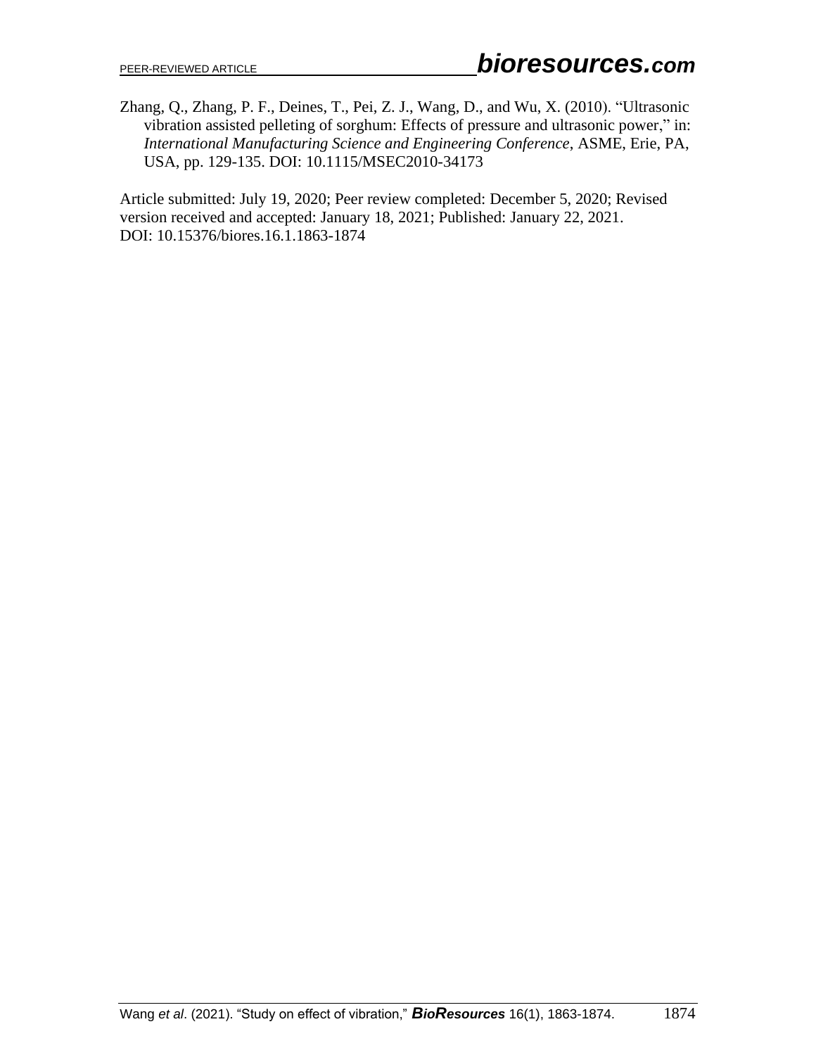Zhang, Q., Zhang, P. F., Deines, T., Pei, Z. J., Wang, D., and Wu, X. (2010). "Ultrasonic vibration assisted pelleting of sorghum: Effects of pressure and ultrasonic power," in: *International Manufacturing Science and Engineering Conference*, ASME, Erie, PA, USA, pp. 129-135. DOI: 10.1115/MSEC2010-34173

Article submitted: July 19, 2020; Peer review completed: December 5, 2020; Revised version received and accepted: January 18, 2021; Published: January 22, 2021.
DOI: 10.15376/biores.16.1.1863-1874